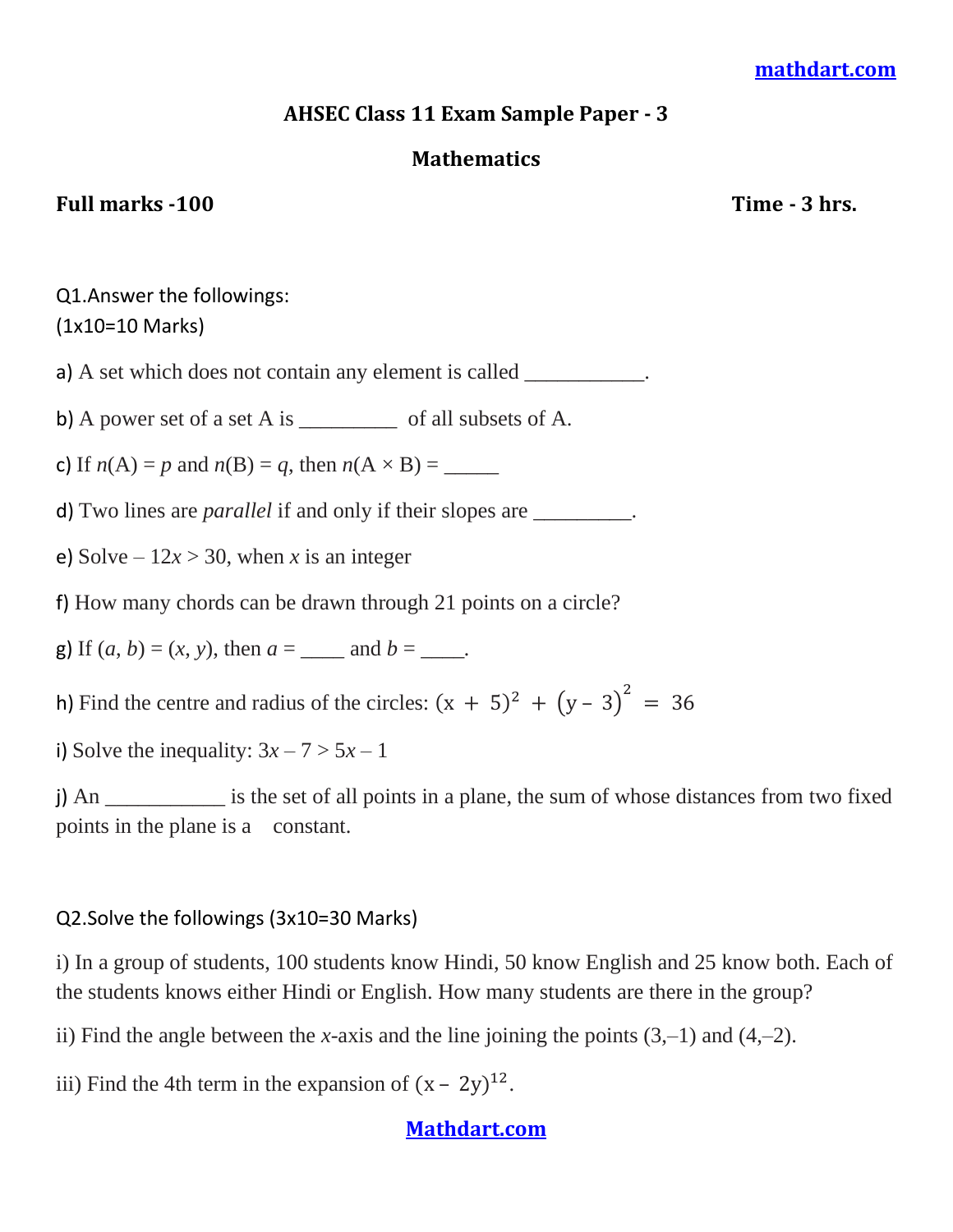# AHSEC Class 11 Exam Sample Paper - 3

## Mathematics

**Full marks -100** **Time - 3 hrs.**

Q1.Answer the followings:
(1x10=10 Marks)

a) A set which does not contain any element is called ___________.

b) A power set of a set A is _________ of all subsets of A.

c) If $n(A) = p$ and $n(B) = q$, then $n(A \times B)$ = _____

d) Two lines are *parallel* if and only if their slopes are _________.

e) Solve $-12x > 30$, when $x$ is an integer

f) How many chords can be drawn through 21 points on a circle?

g) If $(a, b) = (x, y)$, then $a$ = ____ and $b$ = ____.

h) Find the centre and radius of the circles: $(x + 5)^2 + (y - 3)^2 = 36$

i) Solve the inequality: $3x - 7 > 5x - 1$

j) An ___________ is the set of all points in a plane, the sum of whose distances from two fixed points in the plane is a constant.

Q2.Solve the followings (3x10=30 Marks)

i) In a group of students, 100 students know Hindi, 50 know English and 25 know both. Each of the students knows either Hindi or English. How many students are there in the group?

ii) Find the angle between the $x$-axis and the line joining the points $(3,-1)$ and $(4,-2)$.

iii) Find the 4th term in the expansion of $(x - 2y)^{12}$.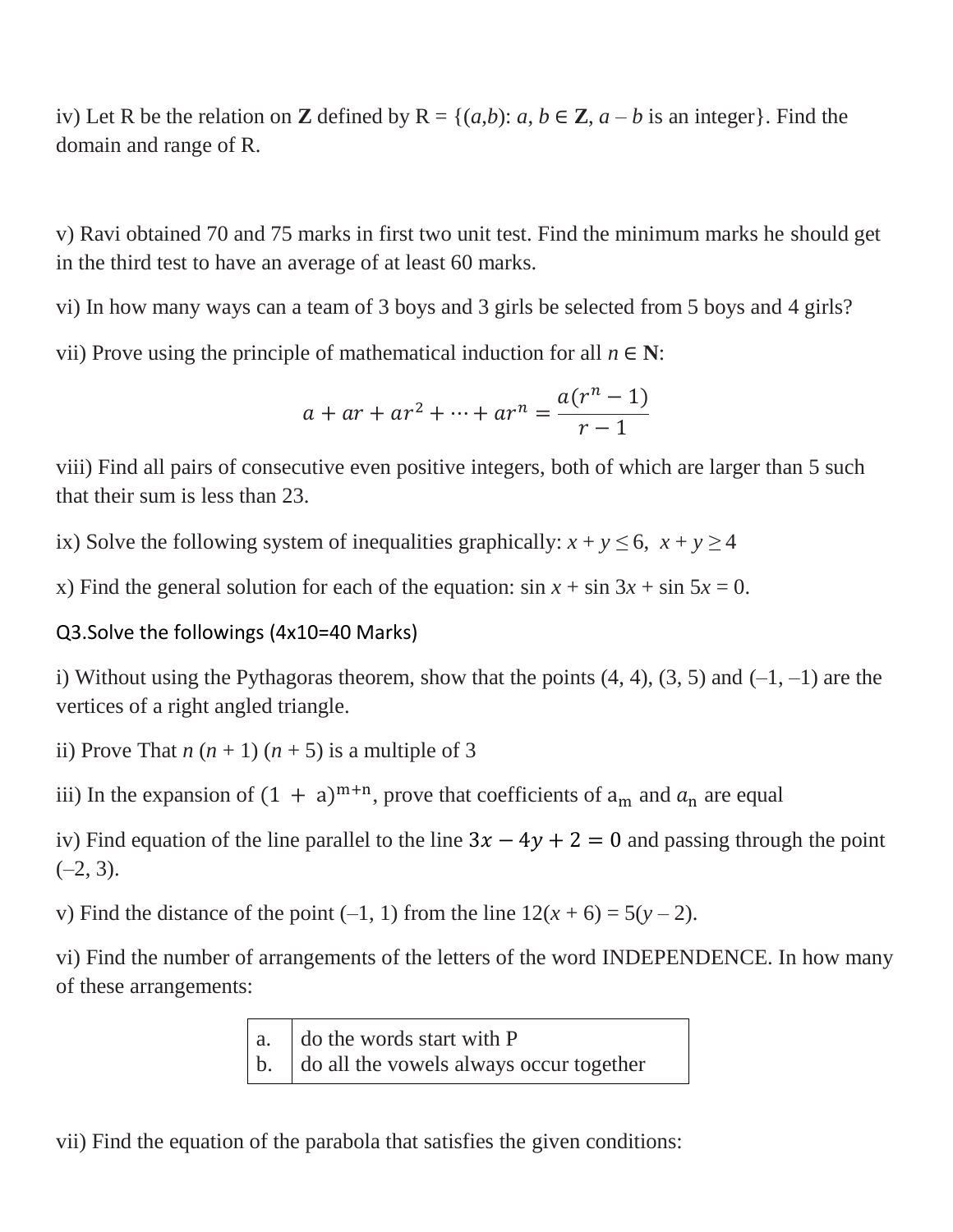iv) Let R be the relation on **Z** defined by R = {(*a*,*b*): *a*, *b* ∈ **Z**, *a* – *b* is an integer}. Find the domain and range of R.

v) Ravi obtained 70 and 75 marks in first two unit test. Find the minimum marks he should get in the third test to have an average of at least 60 marks.

vi) In how many ways can a team of 3 boys and 3 girls be selected from 5 boys and 4 girls?

vii) Prove using the principle of mathematical induction for all $n \in \mathbf{N}$:

$$a + ar + ar^2 + \cdots + ar^n = \frac{a(r^n - 1)}{r - 1}$$

viii) Find all pairs of consecutive even positive integers, both of which are larger than 5 such that their sum is less than 23.

ix) Solve the following system of inequalities graphically: $x + y \leq 6$, $x + y \geq 4$

x) Find the general solution for each of the equation: $\sin x + \sin 3x + \sin 5x = 0$.

Q3.Solve the followings (4x10=40 Marks)

i) Without using the Pythagoras theorem, show that the points (4, 4), (3, 5) and (–1, –1) are the vertices of a right angled triangle.

ii) Prove That $n(n + 1)(n + 5)$ is a multiple of 3

iii) In the expansion of $(1 + a)^{m+n}$, prove that coefficients of $a_m$ and $a_n$ are equal

iv) Find equation of the line parallel to the line $3x - 4y + 2 = 0$ and passing through the point (–2, 3).

v) Find the distance of the point (–1, 1) from the line $12(x + 6) = 5(y - 2)$.

vi) Find the number of arrangements of the letters of the word INDEPENDENCE. In how many of these arrangements:

| | |
|---|---|
| a. | do the words start with P |
| b. | do all the vowels always occur together |

vii) Find the equation of the parabola that satisfies the given conditions: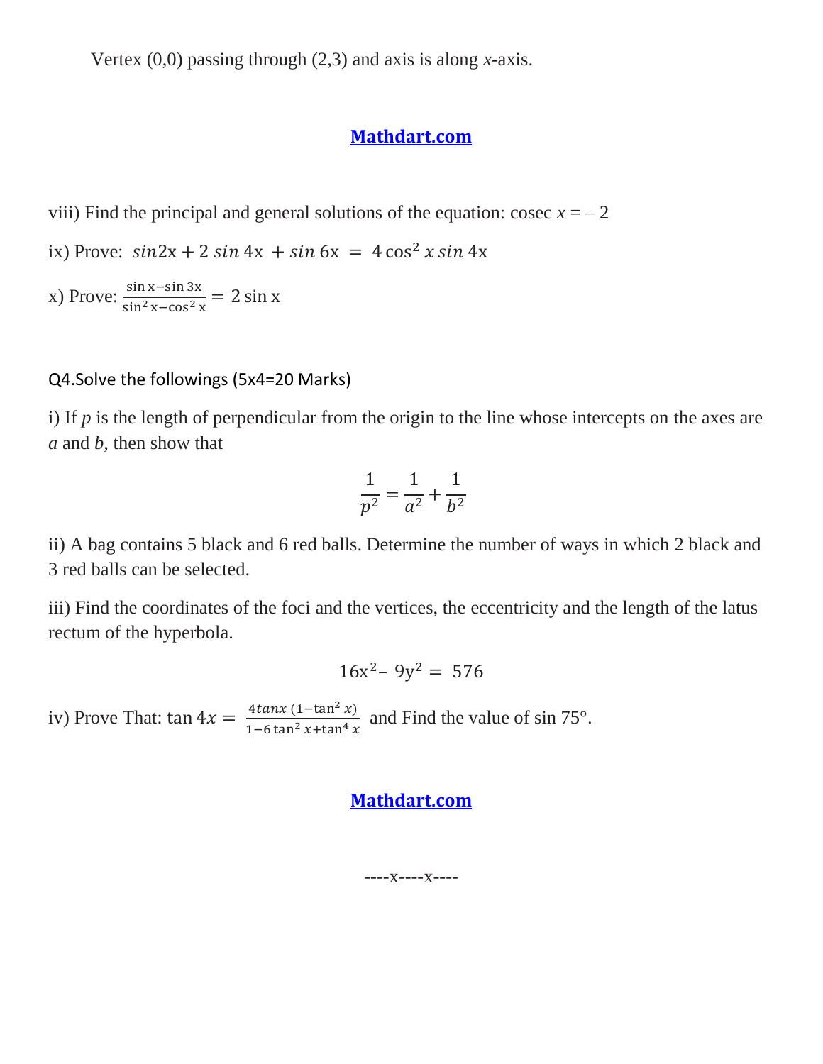Vertex (0,0) passing through (2,3) and axis is along $x$-axis.

**Mathdart.com**

viii) Find the principal and general solutions of the equation: cosec $x = -2$

ix) Prove: $\sin 2x + 2\sin 4x + \sin 6x = 4\cos^2 x \sin 4x$

x) Prove: $\frac{\sin x - \sin 3x}{\sin^2 x - \cos^2 x} = 2\sin x$

Q4.Solve the followings (5x4=20 Marks)

i) If $p$ is the length of perpendicular from the origin to the line whose intercepts on the axes are $a$ and $b$, then show that

$$\frac{1}{p^2} = \frac{1}{a^2} + \frac{1}{b^2}$$

ii) A bag contains 5 black and 6 red balls. Determine the number of ways in which 2 black and 3 red balls can be selected.

iii) Find the coordinates of the foci and the vertices, the eccentricity and the length of the latus rectum of the hyperbola.

$$16x^2 - 9y^2 = 576$$

iv) Prove That: $\tan 4x = \frac{4\tan x\,(1-\tan^2 x)}{1-6\tan^2 x+\tan^4 x}$ and Find the value of $\sin 75°$.

**Mathdart.com**

----x----x----